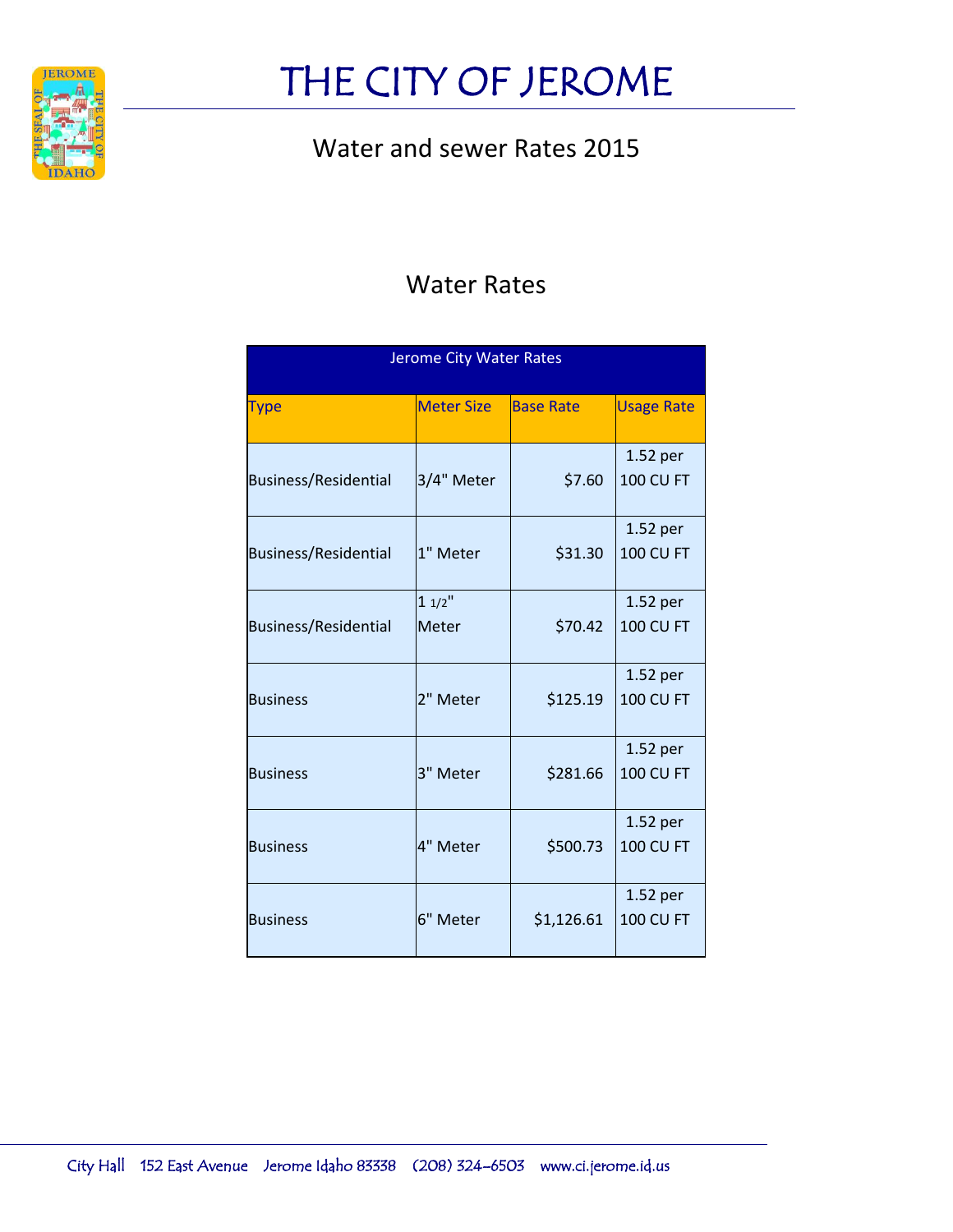# THE CITY OF JEROME

## Water and sewer Rates 2015

## Water Rates

| Jerome City Water Rates | | | |
|---|---|---|---|
| Type | Meter Size | Base Rate | Usage Rate |
| Business/Residential | 3/4" Meter | $7.60 | 1.52 per 100 CU FT |
| Business/Residential | 1" Meter | $31.30 | 1.52 per 100 CU FT |
| Business/Residential | 1 1/2" Meter | $70.42 | 1.52 per 100 CU FT |
| Business | 2" Meter | $125.19 | 1.52 per 100 CU FT |
| Business | 3" Meter | $281.66 | 1.52 per 100 CU FT |
| Business | 4" Meter | $500.73 | 1.52 per 100 CU FT |
| Business | 6" Meter | $1,126.61 | 1.52 per 100 CU FT |

City Hall 152 East Avenue Jerome Idaho 83338 (208) 324-6503 www.ci.jerome.id.us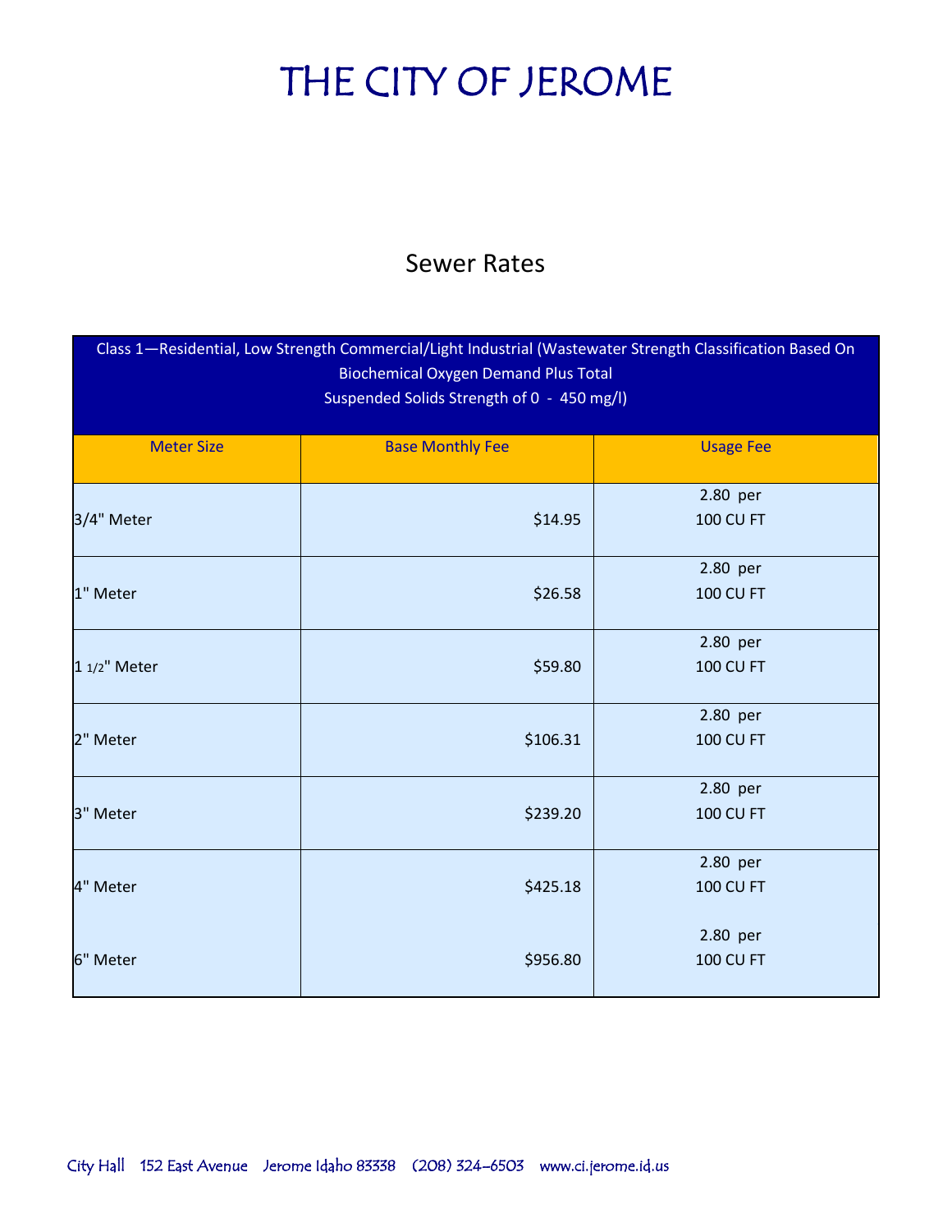# THE CITY OF JEROME

## Sewer Rates

| Class 1—Residential, Low Strength Commercial/Light Industrial (Wastewater Strength Classification Based On Biochemical Oxygen Demand Plus Total Suspended Solids Strength of 0 - 450 mg/l) | | |
|---|---|---|
| Meter Size | Base Monthly Fee | Usage Fee |
| 3/4" Meter | $14.95 | 2.80 per 100 CU FT |
| 1" Meter | $26.58 | 2.80 per 100 CU FT |
| 1 1/2" Meter | $59.80 | 2.80 per 100 CU FT |
| 2" Meter | $106.31 | 2.80 per 100 CU FT |
| 3" Meter | $239.20 | 2.80 per 100 CU FT |
| 4" Meter | $425.18 | 2.80 per 100 CU FT |
| 6" Meter | $956.80 | 2.80 per 100 CU FT |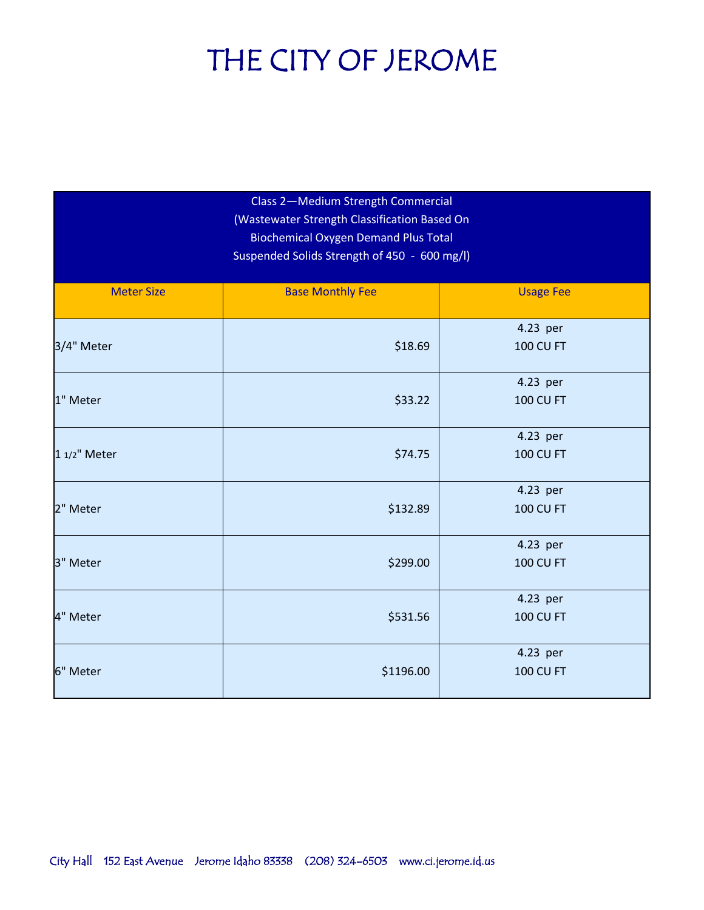# THE CITY OF JEROME

| Class 2—Medium Strength Commercial (Wastewater Strength Classification Based On Biochemical Oxygen Demand Plus Total Suspended Solids Strength of 450 - 600 mg/l) | | |
|---|---|---|
| Meter Size | Base Monthly Fee | Usage Fee |
| 3/4" Meter | $18.69 | 4.23 per 100 CU FT |
| 1" Meter | $33.22 | 4.23 per 100 CU FT |
| 1 1/2" Meter | $74.75 | 4.23 per 100 CU FT |
| 2" Meter | $132.89 | 4.23 per 100 CU FT |
| 3" Meter | $299.00 | 4.23 per 100 CU FT |
| 4" Meter | $531.56 | 4.23 per 100 CU FT |
| 6" Meter | $1196.00 | 4.23 per 100 CU FT |

City Hall 152 East Avenue Jerome Idaho 83338 (208) 324-6503 www.ci.jerome.id.us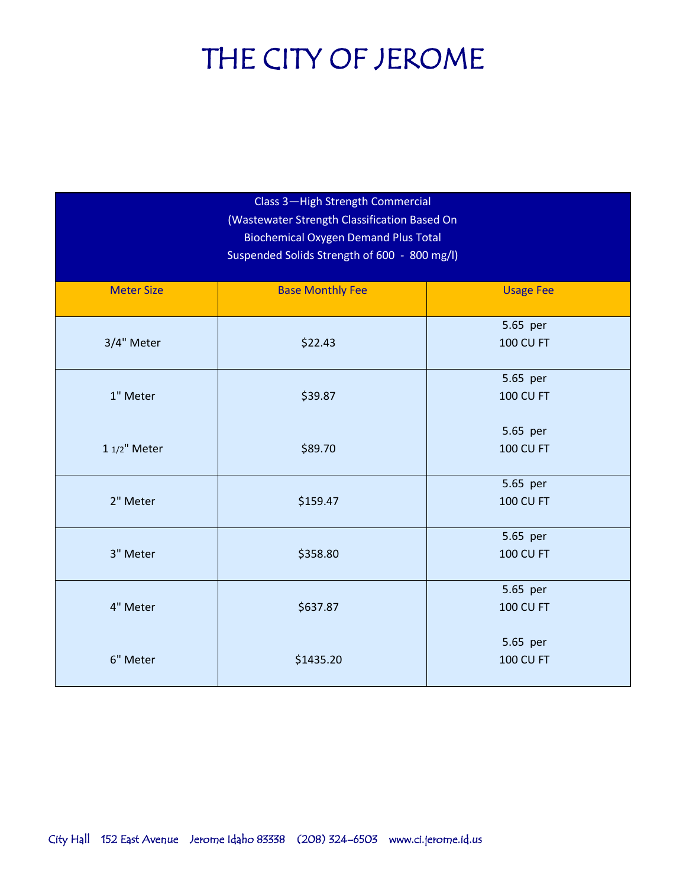# THE CITY OF JEROME

| Class 3—High Strength Commercial (Wastewater Strength Classification Based On Biochemical Oxygen Demand Plus Total Suspended Solids Strength of 600 - 800 mg/l) | | |
|---|---|---|
| **Meter Size** | **Base Monthly Fee** | **Usage Fee** |
| 3/4" Meter | $22.43 | 5.65 per 100 CU FT |
| 1" Meter | $39.87 | 5.65 per 100 CU FT |
| 1 1/2" Meter | $89.70 | 5.65 per 100 CU FT |
| 2" Meter | $159.47 | 5.65 per 100 CU FT |
| 3" Meter | $358.80 | 5.65 per 100 CU FT |
| 4" Meter | $637.87 | 5.65 per 100 CU FT |
| 6" Meter | $1435.20 | 5.65 per 100 CU FT |

City Hall 152 East Avenue Jerome Idaho 83338 (208) 324-6503 www.ci.jerome.id.us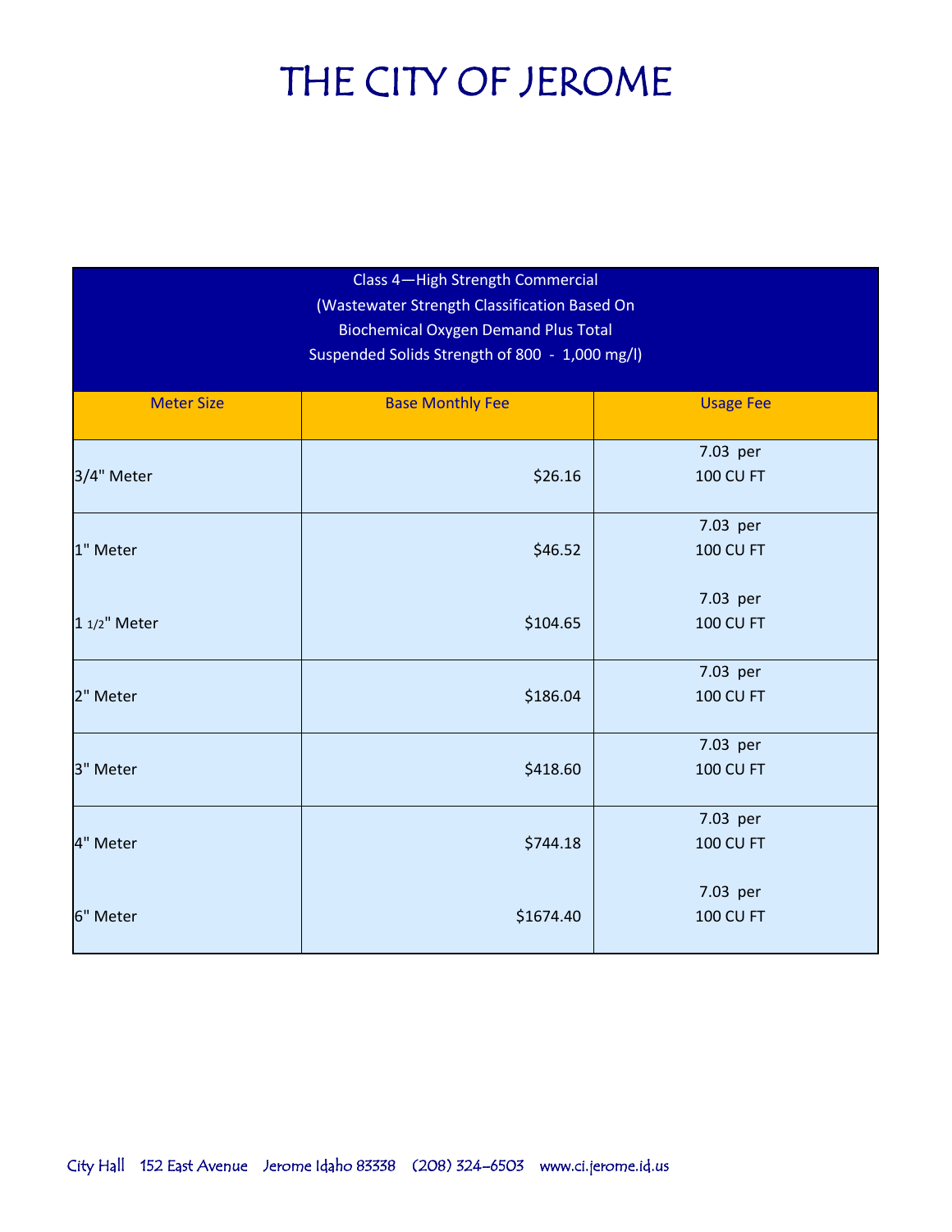# THE CITY OF JEROME

| Class 4—High Strength Commercial (Wastewater Strength Classification Based On Biochemical Oxygen Demand Plus Total Suspended Solids Strength of 800 - 1,000 mg/l) | | |
|---|---|---|
| Meter Size | Base Monthly Fee | Usage Fee |
| 3/4" Meter | $26.16 | 7.03 per 100 CU FT |
| 1" Meter | $46.52 | 7.03 per 100 CU FT |
| 1 1/2" Meter | $104.65 | 7.03 per 100 CU FT |
| 2" Meter | $186.04 | 7.03 per 100 CU FT |
| 3" Meter | $418.60 | 7.03 per 100 CU FT |
| 4" Meter | $744.18 | 7.03 per 100 CU FT |
| 6" Meter | $1674.40 | 7.03 per 100 CU FT |

City Hall 152 East Avenue Jerome Idaho 83338 (208) 324-6503 www.ci.jerome.id.us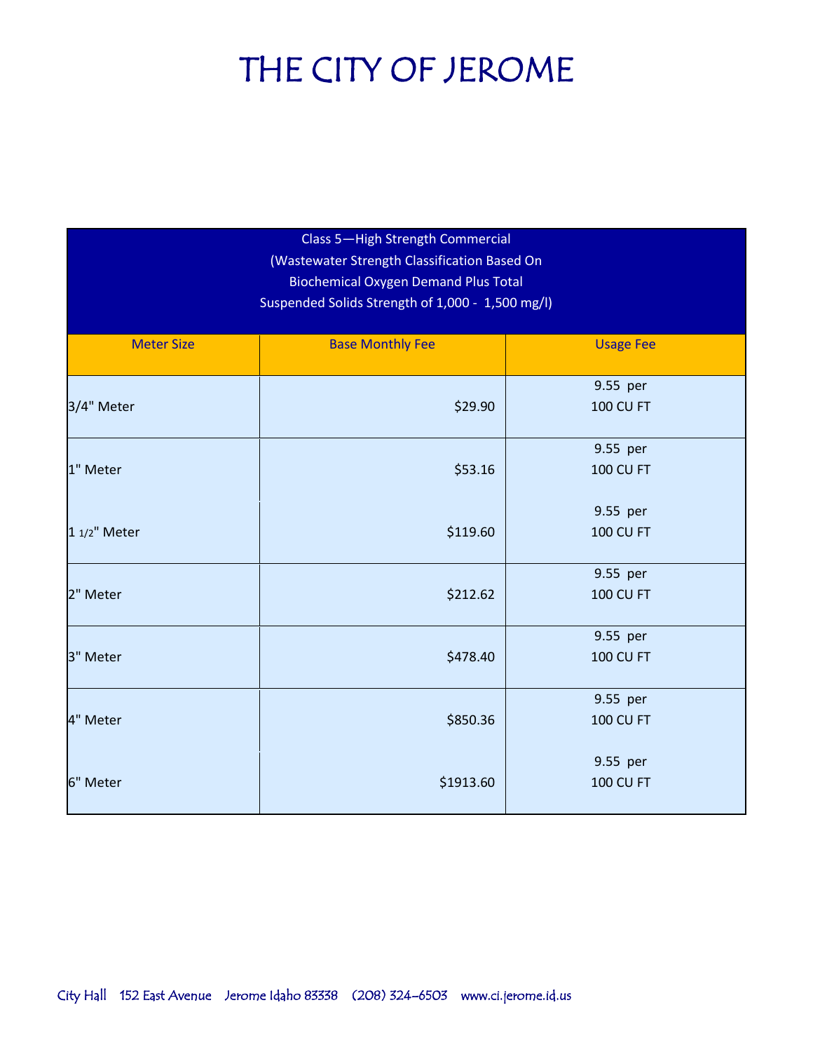# THE CITY OF JEROME

| Class 5—High Strength Commercial (Wastewater Strength Classification Based On Biochemical Oxygen Demand Plus Total Suspended Solids Strength of 1,000 - 1,500 mg/l) | | |
|---|---|---|
| Meter Size | Base Monthly Fee | Usage Fee |
| 3/4" Meter | $29.90 | 9.55 per 100 CU FT |
| 1" Meter | $53.16 | 9.55 per 100 CU FT |
| 1 1/2" Meter | $119.60 | 9.55 per 100 CU FT |
| 2" Meter | $212.62 | 9.55 per 100 CU FT |
| 3" Meter | $478.40 | 9.55 per 100 CU FT |
| 4" Meter | $850.36 | 9.55 per 100 CU FT |
| 6" Meter | $1913.60 | 9.55 per 100 CU FT |

City Hall 152 East Avenue Jerome Idaho 83338 (208) 324-6503 www.ci.jerome.id.us